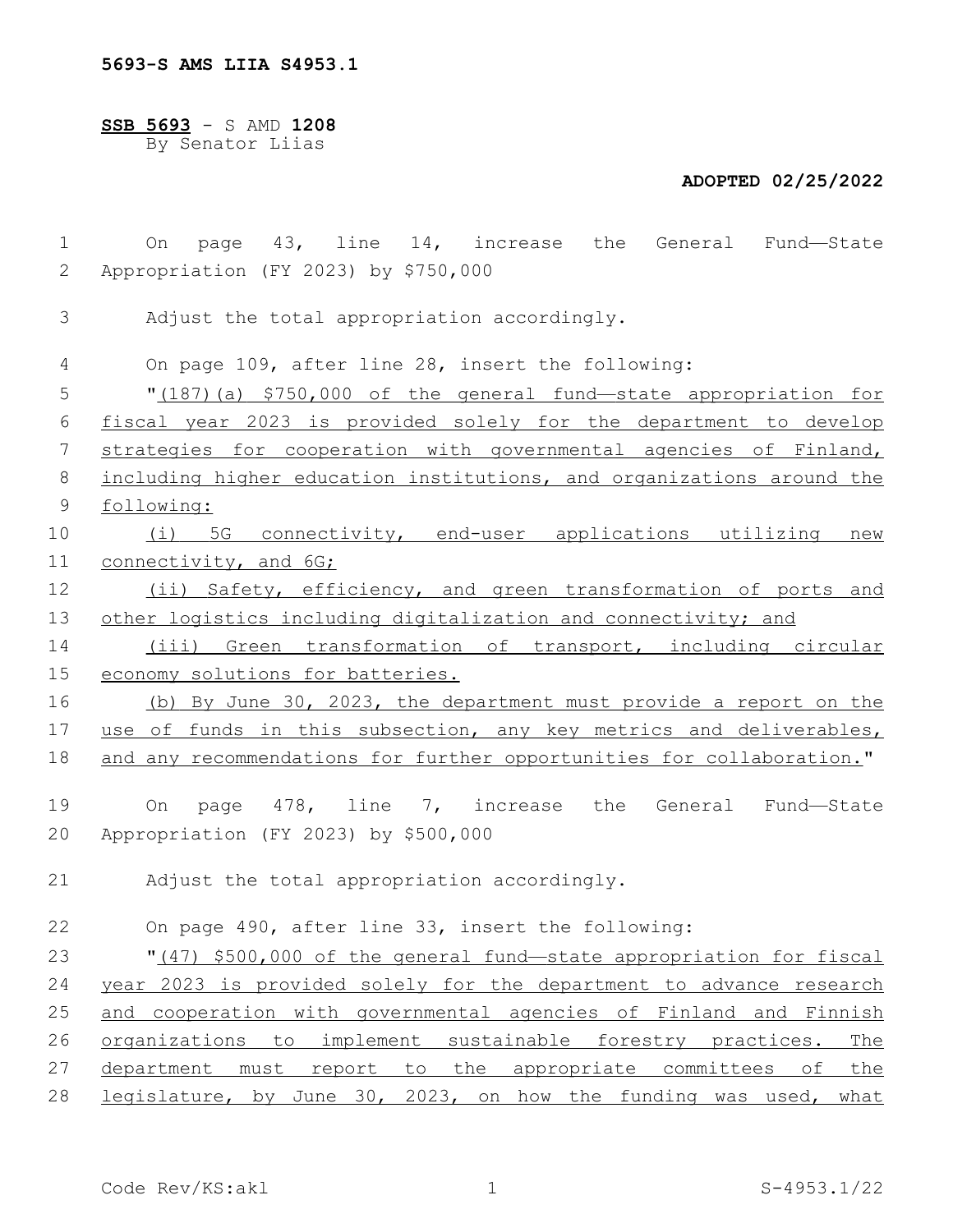5693-S AMS LIIA S4953.1

**SSB 5693** - S AMD **1208**
By Senator Liias

**ADOPTED 02/25/2022**

On page 43, line 14, increase the General Fund—State Appropriation (FY 2023) by $750,000

Adjust the total appropriation accordingly.

On page 109, after line 28, insert the following:

"(187)(a) $750,000 of the general fund—state appropriation for fiscal year 2023 is provided solely for the department to develop strategies for cooperation with governmental agencies of Finland, including higher education institutions, and organizations around the following:

(i) 5G connectivity, end-user applications utilizing new connectivity, and 6G;

(ii) Safety, efficiency, and green transformation of ports and other logistics including digitalization and connectivity; and

(iii) Green transformation of transport, including circular economy solutions for batteries.

(b) By June 30, 2023, the department must provide a report on the use of funds in this subsection, any key metrics and deliverables, and any recommendations for further opportunities for collaboration."

On page 478, line 7, increase the General Fund—State Appropriation (FY 2023) by $500,000

Adjust the total appropriation accordingly.

On page 490, after line 33, insert the following:

"(47) $500,000 of the general fund—state appropriation for fiscal year 2023 is provided solely for the department to advance research and cooperation with governmental agencies of Finland and Finnish organizations to implement sustainable forestry practices. The department must report to the appropriate committees of the legislature, by June 30, 2023, on how the funding was used, what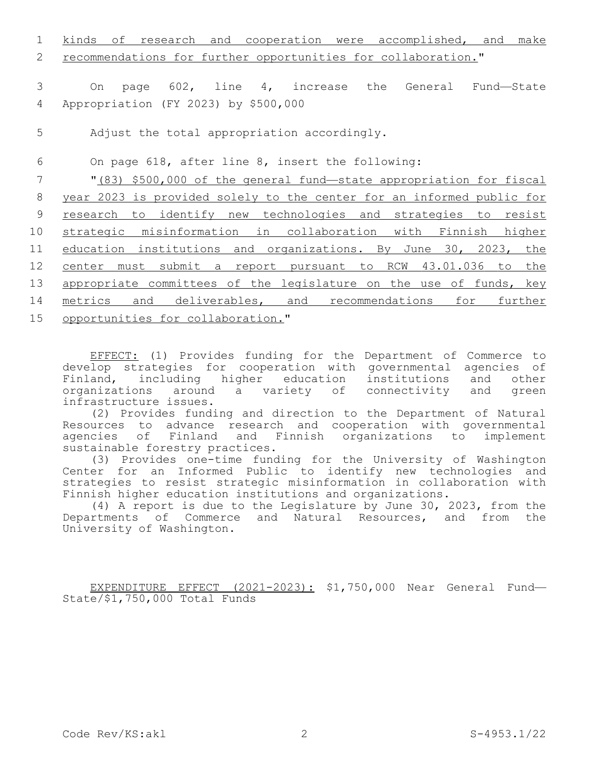kinds of research and cooperation were accomplished, and make recommendations for further opportunities for collaboration."

On page 602, line 4, increase the General Fund—State Appropriation (FY 2023) by $500,000

Adjust the total appropriation accordingly.

On page 618, after line 8, insert the following:

"(83) $500,000 of the general fund—state appropriation for fiscal year 2023 is provided solely to the center for an informed public for research to identify new technologies and strategies to resist strategic misinformation in collaboration with Finnish higher education institutions and organizations. By June 30, 2023, the center must submit a report pursuant to RCW 43.01.036 to the appropriate committees of the legislature on the use of funds, key metrics and deliverables, and recommendations for further opportunities for collaboration."

EFFECT: (1) Provides funding for the Department of Commerce to develop strategies for cooperation with governmental agencies of Finland, including higher education institutions and other organizations around a variety of connectivity and green infrastructure issues.

(2) Provides funding and direction to the Department of Natural Resources to advance research and cooperation with governmental agencies of Finland and Finnish organizations to implement sustainable forestry practices.

(3) Provides one-time funding for the University of Washington Center for an Informed Public to identify new technologies and strategies to resist strategic misinformation in collaboration with Finnish higher education institutions and organizations.

(4) A report is due to the Legislature by June 30, 2023, from the Departments of Commerce and Natural Resources, and from the University of Washington.

EXPENDITURE EFFECT (2021-2023): $1,750,000 Near General Fund—State/$1,750,000 Total Funds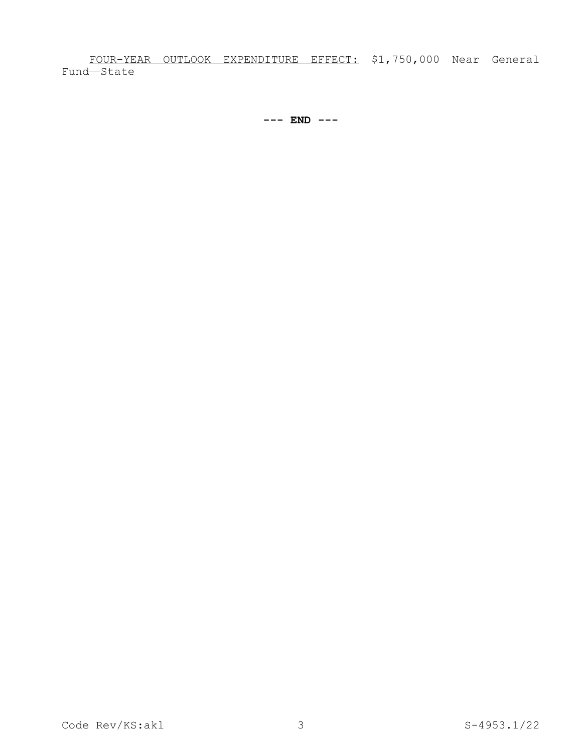<u>FOUR-YEAR OUTLOOK EXPENDITURE EFFECT:</u> $1,750,000 Near General Fund—State

**--- END ---**